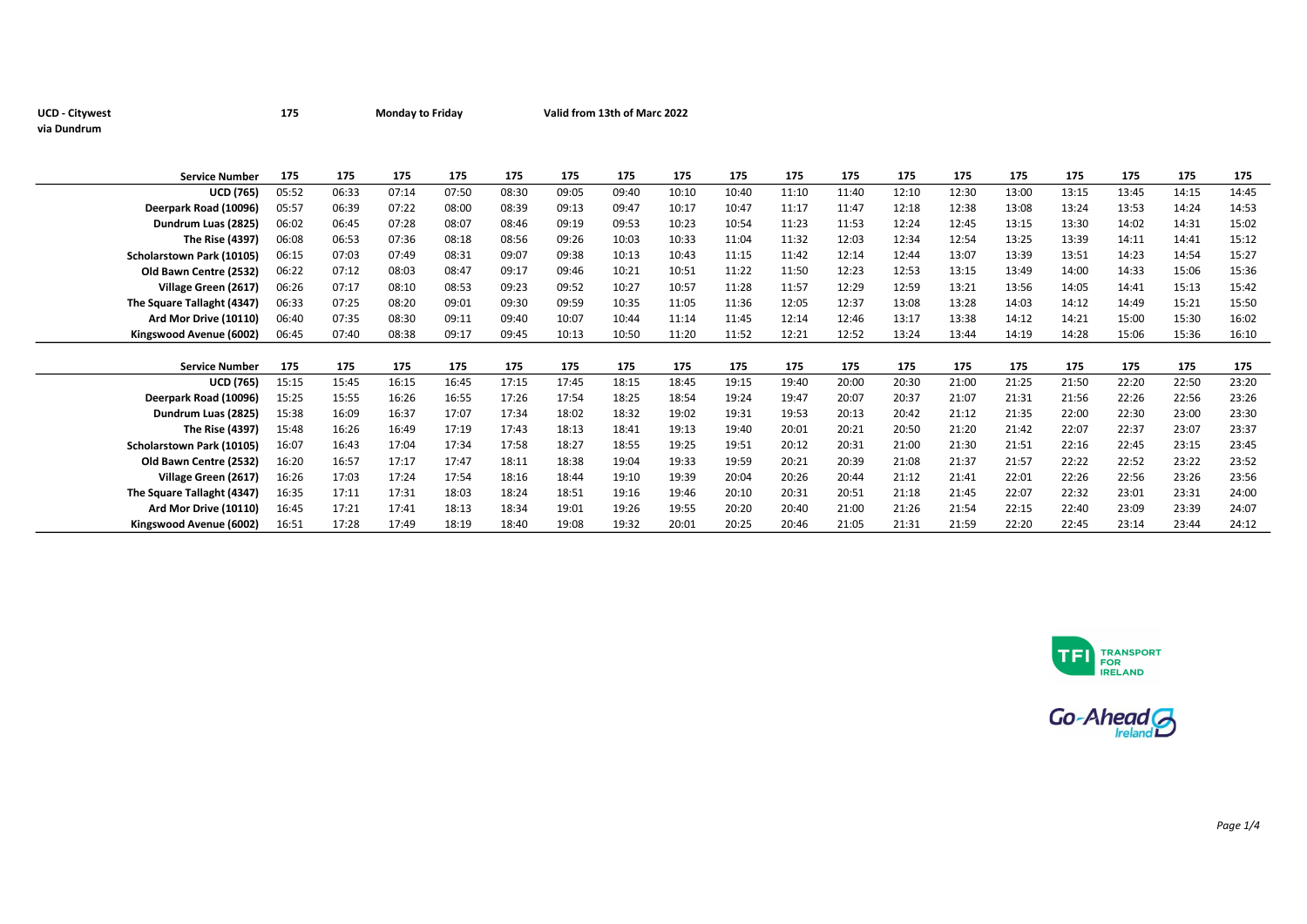**UCD - Citywest via Dundrum** **175** **Monday to Friday** **Valid from 13th of Marc 2022**

| Service Number | 175 | 175 | 175 | 175 | 175 | 175 | 175 | 175 | 175 | 175 | 175 | 175 | 175 | 175 | 175 | 175 | 175 | 175 |
|---|---|---|---|---|---|---|---|---|---|---|---|---|---|---|---|---|---|---|
| UCD (765) | 05:52 | 06:33 | 07:14 | 07:50 | 08:30 | 09:05 | 09:40 | 10:10 | 10:40 | 11:10 | 11:40 | 12:10 | 12:30 | 13:00 | 13:15 | 13:45 | 14:15 | 14:45 |
| Deerpark Road (10096) | 05:57 | 06:39 | 07:22 | 08:00 | 08:39 | 09:13 | 09:47 | 10:17 | 10:47 | 11:17 | 11:47 | 12:18 | 12:38 | 13:08 | 13:24 | 13:53 | 14:24 | 14:53 |
| Dundrum Luas (2825) | 06:02 | 06:45 | 07:28 | 08:07 | 08:46 | 09:19 | 09:53 | 10:23 | 10:54 | 11:23 | 11:53 | 12:24 | 12:45 | 13:15 | 13:30 | 14:02 | 14:31 | 15:02 |
| The Rise (4397) | 06:08 | 06:53 | 07:36 | 08:18 | 08:56 | 09:26 | 10:03 | 10:33 | 11:04 | 11:32 | 12:03 | 12:34 | 12:54 | 13:25 | 13:39 | 14:11 | 14:41 | 15:12 |
| Scholarstown Park (10105) | 06:15 | 07:03 | 07:49 | 08:31 | 09:07 | 09:38 | 10:13 | 10:43 | 11:15 | 11:42 | 12:14 | 12:44 | 13:07 | 13:39 | 13:51 | 14:23 | 14:54 | 15:27 |
| Old Bawn Centre (2532) | 06:22 | 07:12 | 08:03 | 08:47 | 09:17 | 09:46 | 10:21 | 10:51 | 11:22 | 11:50 | 12:23 | 12:53 | 13:15 | 13:49 | 14:00 | 14:33 | 15:06 | 15:36 |
| Village Green (2617) | 06:26 | 07:17 | 08:10 | 08:53 | 09:23 | 09:52 | 10:27 | 10:57 | 11:28 | 11:57 | 12:29 | 12:59 | 13:21 | 13:56 | 14:05 | 14:41 | 15:13 | 15:42 |
| The Square Tallaght (4347) | 06:33 | 07:25 | 08:20 | 09:01 | 09:30 | 09:59 | 10:35 | 11:05 | 11:36 | 12:05 | 12:37 | 13:08 | 13:28 | 14:03 | 14:12 | 14:49 | 15:21 | 15:50 |
| Ard Mor Drive (10110) | 06:40 | 07:35 | 08:30 | 09:11 | 09:40 | 10:07 | 10:44 | 11:14 | 11:45 | 12:14 | 12:46 | 13:17 | 13:38 | 14:12 | 14:21 | 15:00 | 15:30 | 16:02 |
| Kingswood Avenue (6002) | 06:45 | 07:40 | 08:38 | 09:17 | 09:45 | 10:13 | 10:50 | 11:20 | 11:52 | 12:21 | 12:52 | 13:24 | 13:44 | 14:19 | 14:28 | 15:06 | 15:36 | 16:10 |

| Service Number | 175 | 175 | 175 | 175 | 175 | 175 | 175 | 175 | 175 | 175 | 175 | 175 | 175 | 175 | 175 | 175 | 175 | 175 |
|---|---|---|---|---|---|---|---|---|---|---|---|---|---|---|---|---|---|---|
| UCD (765) | 15:15 | 15:45 | 16:15 | 16:45 | 17:15 | 17:45 | 18:15 | 18:45 | 19:15 | 19:40 | 20:00 | 20:30 | 21:00 | 21:25 | 21:50 | 22:20 | 22:50 | 23:20 |
| Deerpark Road (10096) | 15:25 | 15:55 | 16:26 | 16:55 | 17:26 | 17:54 | 18:25 | 18:54 | 19:24 | 19:47 | 20:07 | 20:37 | 21:07 | 21:31 | 21:56 | 22:26 | 22:56 | 23:26 |
| Dundrum Luas (2825) | 15:38 | 16:09 | 16:37 | 17:07 | 17:34 | 18:02 | 18:32 | 19:02 | 19:31 | 19:53 | 20:13 | 20:42 | 21:12 | 21:35 | 22:00 | 22:30 | 23:00 | 23:30 |
| The Rise (4397) | 15:48 | 16:26 | 16:49 | 17:19 | 17:43 | 18:13 | 18:41 | 19:13 | 19:40 | 20:01 | 20:21 | 20:50 | 21:20 | 21:42 | 22:07 | 22:37 | 23:07 | 23:37 |
| Scholarstown Park (10105) | 16:07 | 16:43 | 17:04 | 17:34 | 17:58 | 18:27 | 18:55 | 19:25 | 19:51 | 20:12 | 20:31 | 21:00 | 21:30 | 21:51 | 22:16 | 22:45 | 23:15 | 23:45 |
| Old Bawn Centre (2532) | 16:20 | 16:57 | 17:17 | 17:47 | 18:11 | 18:38 | 19:04 | 19:33 | 19:59 | 20:21 | 20:39 | 21:08 | 21:37 | 21:57 | 22:22 | 22:52 | 23:22 | 23:52 |
| Village Green (2617) | 16:26 | 17:03 | 17:24 | 17:54 | 18:16 | 18:44 | 19:10 | 19:39 | 20:04 | 20:26 | 20:44 | 21:12 | 21:41 | 22:01 | 22:26 | 22:56 | 23:26 | 23:56 |
| The Square Tallaght (4347) | 16:35 | 17:11 | 17:31 | 18:03 | 18:24 | 18:51 | 19:16 | 19:46 | 20:10 | 20:31 | 20:51 | 21:18 | 21:45 | 22:07 | 22:32 | 23:01 | 23:31 | 24:00 |
| Ard Mor Drive (10110) | 16:45 | 17:21 | 17:41 | 18:13 | 18:34 | 19:01 | 19:26 | 19:55 | 20:20 | 20:40 | 21:00 | 21:26 | 21:54 | 22:15 | 22:40 | 23:09 | 23:39 | 24:07 |
| Kingswood Avenue (6002) | 16:51 | 17:28 | 17:49 | 18:19 | 18:40 | 19:08 | 19:32 | 20:01 | 20:25 | 20:46 | 21:05 | 21:31 | 21:59 | 22:20 | 22:45 | 23:14 | 23:44 | 24:12 |

TFI TRANSPORT FOR IRELAND

Go-Ahead Ireland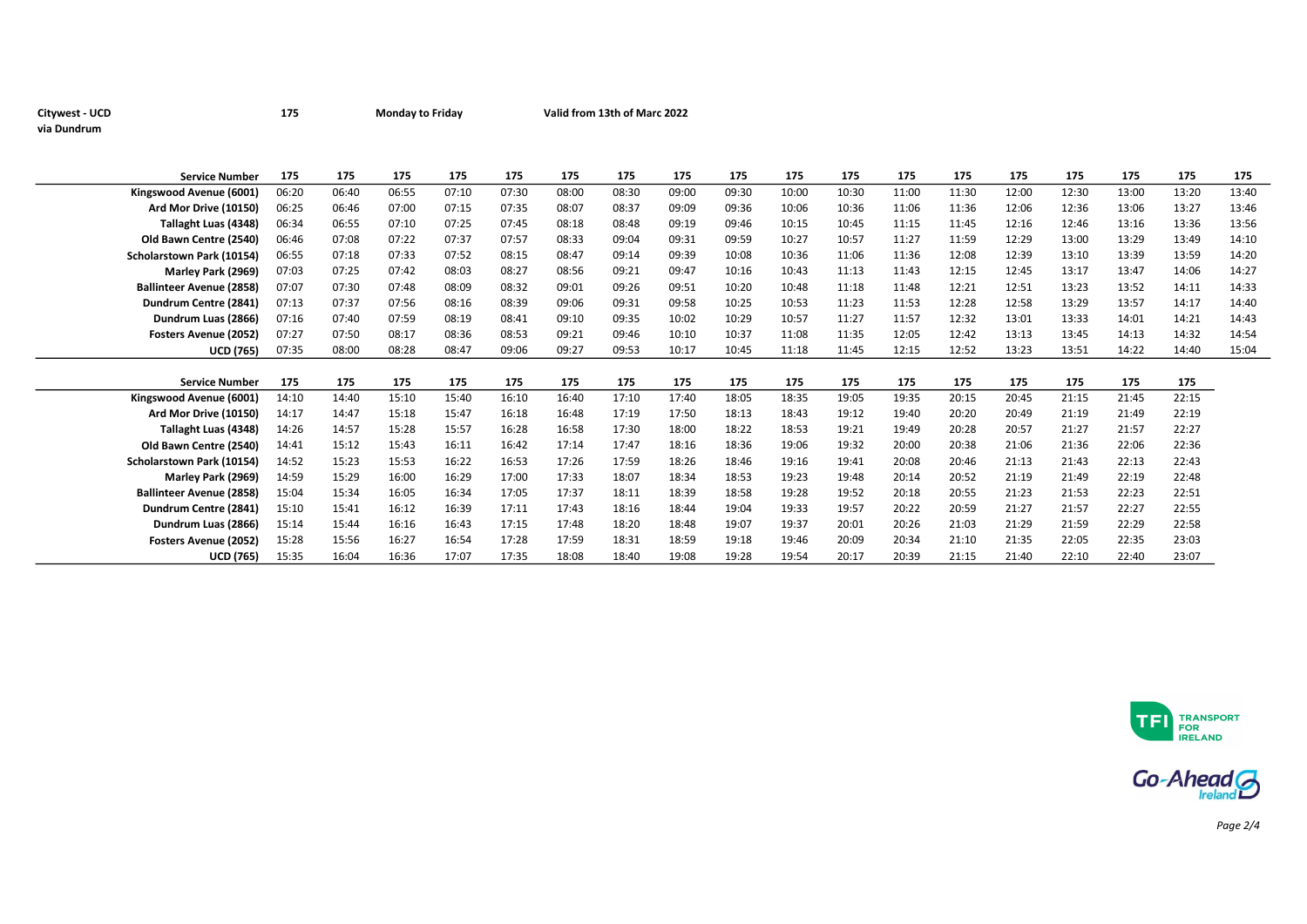**Citywest - UCD via Dundrum** | **175** | **Monday to Friday** | **Valid from 13th of Marc 2022**

| Service Number | 175 | 175 | 175 | 175 | 175 | 175 | 175 | 175 | 175 | 175 | 175 | 175 | 175 | 175 | 175 | 175 | 175 | 175 |
|---|---|---|---|---|---|---|---|---|---|---|---|---|---|---|---|---|---|---|
| Kingswood Avenue (6001) | 06:20 | 06:40 | 06:55 | 07:10 | 07:30 | 08:00 | 08:30 | 09:00 | 09:30 | 10:00 | 10:30 | 11:00 | 11:30 | 12:00 | 12:30 | 13:00 | 13:20 | 13:40 |
| Ard Mor Drive (10150) | 06:25 | 06:46 | 07:00 | 07:15 | 07:35 | 08:07 | 08:37 | 09:09 | 09:36 | 10:06 | 10:36 | 11:06 | 11:36 | 12:06 | 12:36 | 13:06 | 13:27 | 13:46 |
| Tallaght Luas (4348) | 06:34 | 06:55 | 07:10 | 07:25 | 07:45 | 08:18 | 08:48 | 09:19 | 09:46 | 10:15 | 10:45 | 11:15 | 11:45 | 12:16 | 12:46 | 13:16 | 13:36 | 13:56 |
| Old Bawn Centre (2540) | 06:46 | 07:08 | 07:22 | 07:37 | 07:57 | 08:33 | 09:04 | 09:31 | 09:59 | 10:27 | 10:57 | 11:27 | 11:59 | 12:29 | 13:00 | 13:29 | 13:49 | 14:10 |
| Scholarstown Park (10154) | 06:55 | 07:18 | 07:33 | 07:52 | 08:15 | 08:47 | 09:14 | 09:39 | 10:08 | 10:36 | 11:06 | 11:36 | 12:08 | 12:39 | 13:10 | 13:39 | 13:59 | 14:20 |
| Marley Park (2969) | 07:03 | 07:25 | 07:42 | 08:03 | 08:27 | 08:56 | 09:21 | 09:47 | 10:16 | 10:43 | 11:13 | 11:43 | 12:15 | 12:45 | 13:17 | 13:47 | 14:06 | 14:27 |
| Ballinteer Avenue (2858) | 07:07 | 07:30 | 07:48 | 08:09 | 08:32 | 09:01 | 09:26 | 09:51 | 10:20 | 10:48 | 11:18 | 11:48 | 12:21 | 12:51 | 13:23 | 13:52 | 14:11 | 14:33 |
| Dundrum Centre (2841) | 07:13 | 07:37 | 07:56 | 08:16 | 08:39 | 09:06 | 09:31 | 09:58 | 10:25 | 10:53 | 11:23 | 11:53 | 12:28 | 12:58 | 13:29 | 13:57 | 14:17 | 14:40 |
| Dundrum Luas (2866) | 07:16 | 07:40 | 07:59 | 08:19 | 08:41 | 09:10 | 09:35 | 10:02 | 10:29 | 10:57 | 11:27 | 11:57 | 12:32 | 13:01 | 13:33 | 14:01 | 14:21 | 14:43 |
| Fosters Avenue (2052) | 07:27 | 07:50 | 08:17 | 08:36 | 08:53 | 09:21 | 09:46 | 10:10 | 10:37 | 11:08 | 11:35 | 12:05 | 12:42 | 13:13 | 13:45 | 14:13 | 14:32 | 14:54 |
| UCD (765) | 07:35 | 08:00 | 08:28 | 08:47 | 09:06 | 09:27 | 09:53 | 10:17 | 10:45 | 11:18 | 11:45 | 12:15 | 12:52 | 13:23 | 13:51 | 14:22 | 14:40 | 15:04 |

| Service Number | 175 | 175 | 175 | 175 | 175 | 175 | 175 | 175 | 175 | 175 | 175 | 175 | 175 | 175 | 175 | 175 | 175 |
|---|---|---|---|---|---|---|---|---|---|---|---|---|---|---|---|---|---|
| Kingswood Avenue (6001) | 14:10 | 14:40 | 15:10 | 15:40 | 16:10 | 16:40 | 17:10 | 17:40 | 18:05 | 18:35 | 19:05 | 19:35 | 20:15 | 20:45 | 21:15 | 21:45 | 22:15 |
| Ard Mor Drive (10150) | 14:17 | 14:47 | 15:18 | 15:47 | 16:18 | 16:48 | 17:19 | 17:50 | 18:13 | 18:43 | 19:12 | 19:40 | 20:20 | 20:49 | 21:19 | 21:49 | 22:19 |
| Tallaght Luas (4348) | 14:26 | 14:57 | 15:28 | 15:57 | 16:28 | 16:58 | 17:30 | 18:00 | 18:22 | 18:53 | 19:21 | 19:49 | 20:28 | 20:57 | 21:27 | 21:57 | 22:27 |
| Old Bawn Centre (2540) | 14:41 | 15:12 | 15:43 | 16:11 | 16:42 | 17:14 | 17:47 | 18:16 | 18:36 | 19:06 | 19:32 | 20:00 | 20:38 | 21:06 | 21:36 | 22:06 | 22:36 |
| Scholarstown Park (10154) | 14:52 | 15:23 | 15:53 | 16:22 | 16:53 | 17:26 | 17:59 | 18:26 | 18:46 | 19:16 | 19:41 | 20:08 | 20:46 | 21:13 | 21:43 | 22:13 | 22:43 |
| Marley Park (2969) | 14:59 | 15:29 | 16:00 | 16:29 | 17:00 | 17:33 | 18:07 | 18:34 | 18:53 | 19:23 | 19:48 | 20:14 | 20:52 | 21:19 | 21:49 | 22:19 | 22:48 |
| Ballinteer Avenue (2858) | 15:04 | 15:34 | 16:05 | 16:34 | 17:05 | 17:37 | 18:11 | 18:39 | 18:58 | 19:28 | 19:52 | 20:18 | 20:55 | 21:23 | 21:53 | 22:23 | 22:51 |
| Dundrum Centre (2841) | 15:10 | 15:41 | 16:12 | 16:39 | 17:11 | 17:43 | 18:16 | 18:44 | 19:04 | 19:33 | 19:57 | 20:22 | 20:59 | 21:27 | 21:57 | 22:27 | 22:55 |
| Dundrum Luas (2866) | 15:14 | 15:44 | 16:16 | 16:43 | 17:15 | 17:48 | 18:20 | 18:48 | 19:07 | 19:37 | 20:01 | 20:26 | 21:03 | 21:29 | 21:59 | 22:29 | 22:58 |
| Fosters Avenue (2052) | 15:28 | 15:56 | 16:27 | 16:54 | 17:28 | 17:59 | 18:31 | 18:59 | 19:18 | 19:46 | 20:09 | 20:34 | 21:10 | 21:35 | 22:05 | 22:35 | 23:03 |
| UCD (765) | 15:35 | 16:04 | 16:36 | 17:07 | 17:35 | 18:08 | 18:40 | 19:08 | 19:28 | 19:54 | 20:17 | 20:39 | 21:15 | 21:40 | 22:10 | 22:40 | 23:07 |

TRANSPORT FOR IRELAND

Go-Ahead Ireland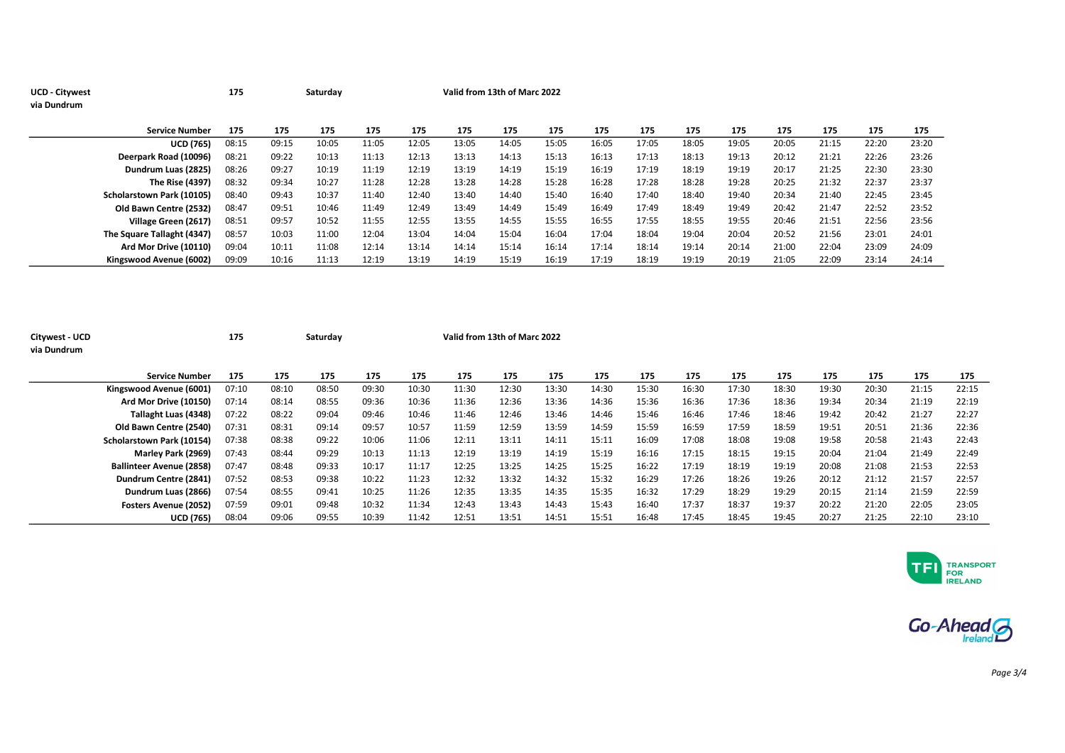UCD - Citywest
via Dundrum

175 Saturday Valid from 13th of Marc 2022

| Service Number | 175 | 175 | 175 | 175 | 175 | 175 | 175 | 175 | 175 | 175 | 175 | 175 | 175 | 175 | 175 | 175 |
|---|---|---|---|---|---|---|---|---|---|---|---|---|---|---|---|---|
| UCD (765) | 08:15 | 09:15 | 10:05 | 11:05 | 12:05 | 13:05 | 14:05 | 15:05 | 16:05 | 17:05 | 18:05 | 19:05 | 20:05 | 21:15 | 22:20 | 23:20 |
| Deerpark Road (10096) | 08:21 | 09:22 | 10:13 | 11:13 | 12:13 | 13:13 | 14:13 | 15:13 | 16:13 | 17:13 | 18:13 | 19:13 | 20:12 | 21:21 | 22:26 | 23:26 |
| Dundrum Luas (2825) | 08:26 | 09:27 | 10:19 | 11:19 | 12:19 | 13:19 | 14:19 | 15:19 | 16:19 | 17:19 | 18:19 | 19:19 | 20:17 | 21:25 | 22:30 | 23:30 |
| The Rise (4397) | 08:32 | 09:34 | 10:27 | 11:28 | 12:28 | 13:28 | 14:28 | 15:28 | 16:28 | 17:28 | 18:28 | 19:28 | 20:25 | 21:32 | 22:37 | 23:37 |
| Scholarstown Park (10105) | 08:40 | 09:43 | 10:37 | 11:40 | 12:40 | 13:40 | 14:40 | 15:40 | 16:40 | 17:40 | 18:40 | 19:40 | 20:34 | 21:40 | 22:45 | 23:45 |
| Old Bawn Centre (2532) | 08:47 | 09:51 | 10:46 | 11:49 | 12:49 | 13:49 | 14:49 | 15:49 | 16:49 | 17:49 | 18:49 | 19:49 | 20:42 | 21:47 | 22:52 | 23:52 |
| Village Green (2617) | 08:51 | 09:57 | 10:52 | 11:55 | 12:55 | 13:55 | 14:55 | 15:55 | 16:55 | 17:55 | 18:55 | 19:55 | 20:46 | 21:51 | 22:56 | 23:56 |
| The Square Tallaght (4347) | 08:57 | 10:03 | 11:00 | 12:04 | 13:04 | 14:04 | 15:04 | 16:04 | 17:04 | 18:04 | 19:04 | 20:04 | 20:52 | 21:56 | 23:01 | 24:01 |
| Ard Mor Drive (10110) | 09:04 | 10:11 | 11:08 | 12:14 | 13:14 | 14:14 | 15:14 | 16:14 | 17:14 | 18:14 | 19:14 | 20:14 | 21:00 | 22:04 | 23:09 | 24:09 |
| Kingswood Avenue (6002) | 09:09 | 10:16 | 11:13 | 12:19 | 13:19 | 14:19 | 15:19 | 16:19 | 17:19 | 18:19 | 19:19 | 20:19 | 21:05 | 22:09 | 23:14 | 24:14 |

Citywest - UCD
via Dundrum

175 Saturday Valid from 13th of Marc 2022

| Service Number | 175 | 175 | 175 | 175 | 175 | 175 | 175 | 175 | 175 | 175 | 175 | 175 | 175 | 175 | 175 | 175 | 175 |
|---|---|---|---|---|---|---|---|---|---|---|---|---|---|---|---|---|---|
| Kingswood Avenue (6001) | 07:10 | 08:10 | 08:50 | 09:30 | 10:30 | 11:30 | 12:30 | 13:30 | 14:30 | 15:30 | 16:30 | 17:30 | 18:30 | 19:30 | 20:30 | 21:15 | 22:15 |
| Ard Mor Drive (10150) | 07:14 | 08:14 | 08:55 | 09:36 | 10:36 | 11:36 | 12:36 | 13:36 | 14:36 | 15:36 | 16:36 | 17:36 | 18:36 | 19:34 | 20:34 | 21:19 | 22:19 |
| Tallaght Luas (4348) | 07:22 | 08:22 | 09:04 | 09:46 | 10:46 | 11:46 | 12:46 | 13:46 | 14:46 | 15:46 | 16:46 | 17:46 | 18:46 | 19:42 | 20:42 | 21:27 | 22:27 |
| Old Bawn Centre (2540) | 07:31 | 08:31 | 09:14 | 09:57 | 10:57 | 11:59 | 12:59 | 13:59 | 14:59 | 15:59 | 16:59 | 17:59 | 18:59 | 19:51 | 20:51 | 21:36 | 22:36 |
| Scholarstown Park (10154) | 07:38 | 08:38 | 09:22 | 10:06 | 11:06 | 12:11 | 13:11 | 14:11 | 15:11 | 16:09 | 17:08 | 18:08 | 19:08 | 19:58 | 20:58 | 21:43 | 22:43 |
| Marley Park (2969) | 07:43 | 08:44 | 09:29 | 10:13 | 11:13 | 12:19 | 13:19 | 14:19 | 15:19 | 16:16 | 17:15 | 18:15 | 19:15 | 20:04 | 21:04 | 21:49 | 22:49 |
| Ballinteer Avenue (2858) | 07:47 | 08:48 | 09:33 | 10:17 | 11:17 | 12:25 | 13:25 | 14:25 | 15:25 | 16:22 | 17:19 | 18:19 | 19:19 | 20:08 | 21:08 | 21:53 | 22:53 |
| Dundrum Centre (2841) | 07:52 | 08:53 | 09:38 | 10:22 | 11:23 | 12:32 | 13:32 | 14:32 | 15:32 | 16:29 | 17:26 | 18:26 | 19:26 | 20:12 | 21:12 | 21:57 | 22:57 |
| Dundrum Luas (2866) | 07:54 | 08:55 | 09:41 | 10:25 | 11:26 | 12:35 | 13:35 | 14:35 | 15:35 | 16:32 | 17:29 | 18:29 | 19:29 | 20:15 | 21:14 | 21:59 | 22:59 |
| Fosters Avenue (2052) | 07:59 | 09:01 | 09:48 | 10:32 | 11:34 | 12:43 | 13:43 | 14:43 | 15:43 | 16:40 | 17:37 | 18:37 | 19:37 | 20:22 | 21:20 | 22:05 | 23:05 |
| UCD (765) | 08:04 | 09:06 | 09:55 | 10:39 | 11:42 | 12:51 | 13:51 | 14:51 | 15:51 | 16:48 | 17:45 | 18:45 | 19:45 | 20:27 | 21:25 | 22:10 | 23:10 |

TFI TRANSPORT FOR IRELAND

Go-Ahead Ireland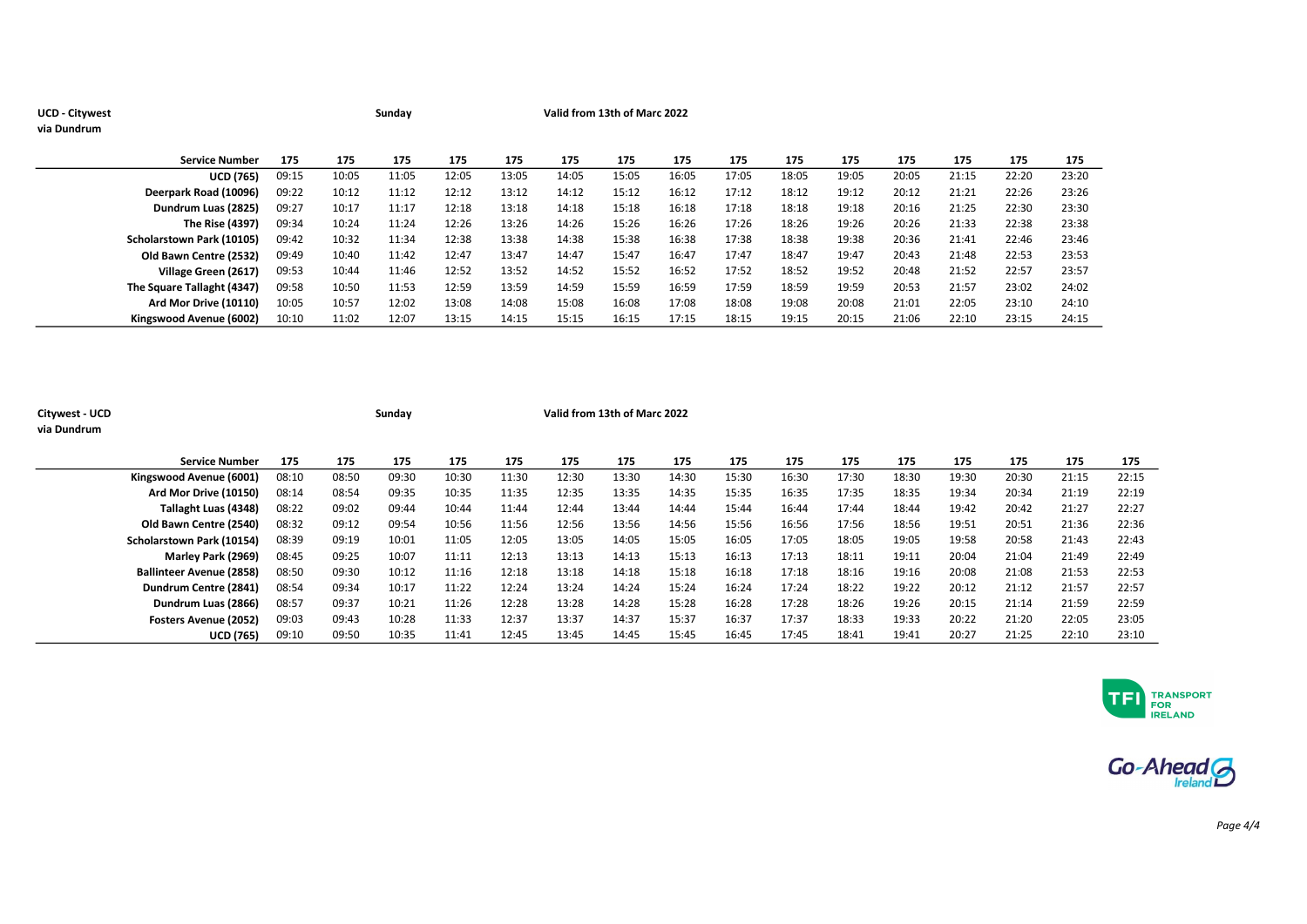**UCD - Citywest**
**via Dundrum**

**Sunday**

**Valid from 13th of Marc 2022**

| Service Number | 175 | 175 | 175 | 175 | 175 | 175 | 175 | 175 | 175 | 175 | 175 | 175 | 175 | 175 | 175 |
|---|---|---|---|---|---|---|---|---|---|---|---|---|---|---|---|
| UCD (765) | 09:15 | 10:05 | 11:05 | 12:05 | 13:05 | 14:05 | 15:05 | 16:05 | 17:05 | 18:05 | 19:05 | 20:05 | 21:15 | 22:20 | 23:20 |
| Deerpark Road (10096) | 09:22 | 10:12 | 11:12 | 12:12 | 13:12 | 14:12 | 15:12 | 16:12 | 17:12 | 18:12 | 19:12 | 20:12 | 21:21 | 22:26 | 23:26 |
| Dundrum Luas (2825) | 09:27 | 10:17 | 11:17 | 12:18 | 13:18 | 14:18 | 15:18 | 16:18 | 17:18 | 18:18 | 19:18 | 20:16 | 21:25 | 22:30 | 23:30 |
| The Rise (4397) | 09:34 | 10:24 | 11:24 | 12:26 | 13:26 | 14:26 | 15:26 | 16:26 | 17:26 | 18:26 | 19:26 | 20:26 | 21:33 | 22:38 | 23:38 |
| Scholarstown Park (10105) | 09:42 | 10:32 | 11:34 | 12:38 | 13:38 | 14:38 | 15:38 | 16:38 | 17:38 | 18:38 | 19:38 | 20:36 | 21:41 | 22:46 | 23:46 |
| Old Bawn Centre (2532) | 09:49 | 10:40 | 11:42 | 12:47 | 13:47 | 14:47 | 15:47 | 16:47 | 17:47 | 18:47 | 19:47 | 20:43 | 21:48 | 22:53 | 23:53 |
| Village Green (2617) | 09:53 | 10:44 | 11:46 | 12:52 | 13:52 | 14:52 | 15:52 | 16:52 | 17:52 | 18:52 | 19:52 | 20:48 | 21:52 | 22:57 | 23:57 |
| The Square Tallaght (4347) | 09:58 | 10:50 | 11:53 | 12:59 | 13:59 | 14:59 | 15:59 | 16:59 | 17:59 | 18:59 | 19:59 | 20:53 | 21:57 | 23:02 | 24:02 |
| Ard Mor Drive (10110) | 10:05 | 10:57 | 12:02 | 13:08 | 14:08 | 15:08 | 16:08 | 17:08 | 18:08 | 19:08 | 20:08 | 21:01 | 22:05 | 23:10 | 24:10 |
| Kingswood Avenue (6002) | 10:10 | 11:02 | 12:07 | 13:15 | 14:15 | 15:15 | 16:15 | 17:15 | 18:15 | 19:15 | 20:15 | 21:06 | 22:10 | 23:15 | 24:15 |

**Citywest - UCD**
**via Dundrum**

**Sunday**

**Valid from 13th of Marc 2022**

| Service Number | 175 | 175 | 175 | 175 | 175 | 175 | 175 | 175 | 175 | 175 | 175 | 175 | 175 | 175 | 175 | 175 |
|---|---|---|---|---|---|---|---|---|---|---|---|---|---|---|---|---|
| Kingswood Avenue (6001) | 08:10 | 08:50 | 09:30 | 10:30 | 11:30 | 12:30 | 13:30 | 14:30 | 15:30 | 16:30 | 17:30 | 18:30 | 19:30 | 20:30 | 21:15 | 22:15 |
| Ard Mor Drive (10150) | 08:14 | 08:54 | 09:35 | 10:35 | 11:35 | 12:35 | 13:35 | 14:35 | 15:35 | 16:35 | 17:35 | 18:35 | 19:34 | 20:34 | 21:19 | 22:19 |
| Tallaght Luas (4348) | 08:22 | 09:02 | 09:44 | 10:44 | 11:44 | 12:44 | 13:44 | 14:44 | 15:44 | 16:44 | 17:44 | 18:44 | 19:42 | 20:42 | 21:27 | 22:27 |
| Old Bawn Centre (2540) | 08:32 | 09:12 | 09:54 | 10:56 | 11:56 | 12:56 | 13:56 | 14:56 | 15:56 | 16:56 | 17:56 | 18:56 | 19:51 | 20:51 | 21:36 | 22:36 |
| Scholarstown Park (10154) | 08:39 | 09:19 | 10:01 | 11:05 | 12:05 | 13:05 | 14:05 | 15:05 | 16:05 | 17:05 | 18:05 | 19:05 | 19:58 | 20:58 | 21:43 | 22:43 |
| Marley Park (2969) | 08:45 | 09:25 | 10:07 | 11:11 | 12:13 | 13:13 | 14:13 | 15:13 | 16:13 | 17:13 | 18:11 | 19:11 | 20:04 | 21:04 | 21:49 | 22:49 |
| Ballinteer Avenue (2858) | 08:50 | 09:30 | 10:12 | 11:16 | 12:18 | 13:18 | 14:18 | 15:18 | 16:18 | 17:18 | 18:16 | 19:16 | 20:08 | 21:08 | 21:53 | 22:53 |
| Dundrum Centre (2841) | 08:54 | 09:34 | 10:17 | 11:22 | 12:24 | 13:24 | 14:24 | 15:24 | 16:24 | 17:24 | 18:22 | 19:22 | 20:12 | 21:12 | 21:57 | 22:57 |
| Dundrum Luas (2866) | 08:57 | 09:37 | 10:21 | 11:26 | 12:28 | 13:28 | 14:28 | 15:28 | 16:28 | 17:28 | 18:26 | 19:26 | 20:15 | 21:14 | 21:59 | 22:59 |
| Fosters Avenue (2052) | 09:03 | 09:43 | 10:28 | 11:33 | 12:37 | 13:37 | 14:37 | 15:37 | 16:37 | 17:37 | 18:33 | 19:33 | 20:22 | 21:20 | 22:05 | 23:05 |
| UCD (765) | 09:10 | 09:50 | 10:35 | 11:41 | 12:45 | 13:45 | 14:45 | 15:45 | 16:45 | 17:45 | 18:41 | 19:41 | 20:27 | 21:25 | 22:10 | 23:10 |

TFI TRANSPORT FOR IRELAND

Go-Ahead Ireland